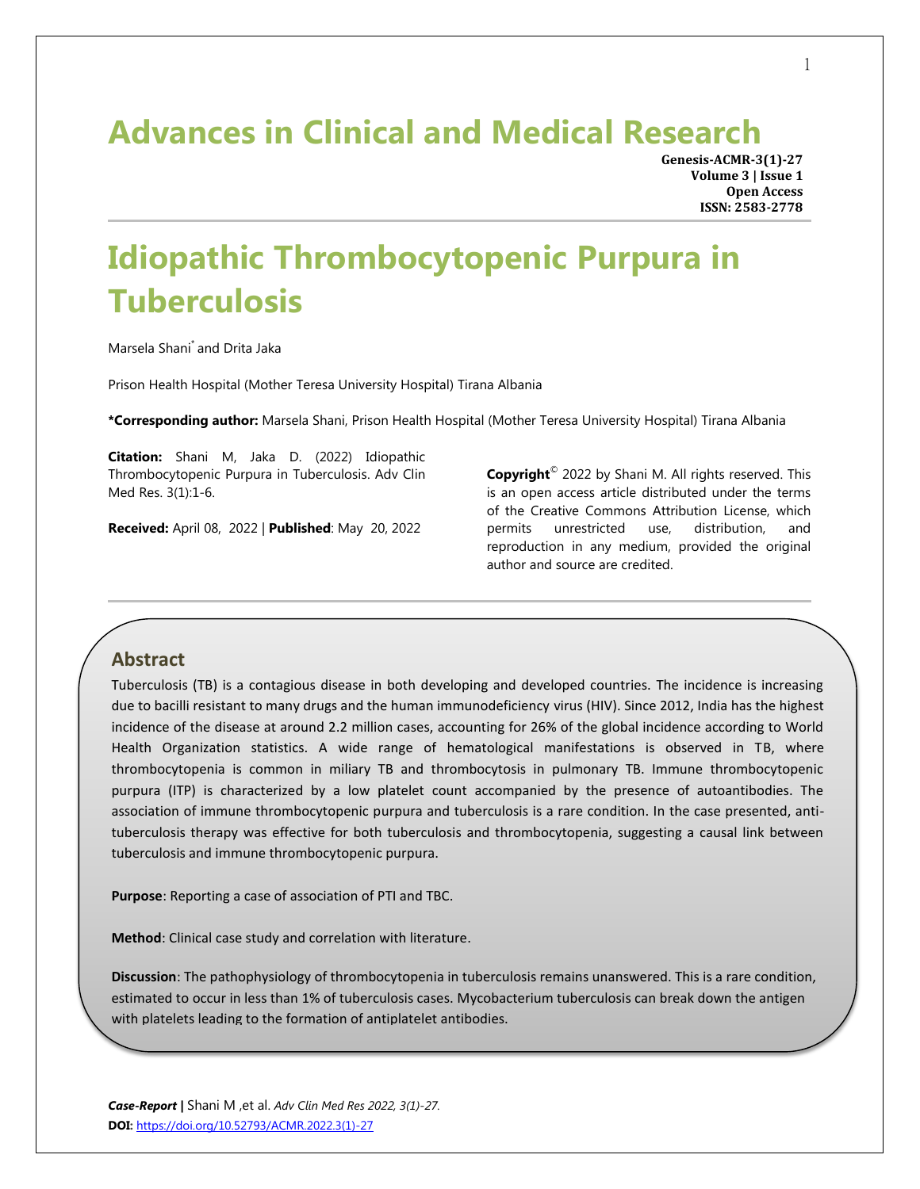# Advances in Clinical and Medical Research

**Genesis-ACMR-3(1)-27**
**Volume 3 | Issue 1**
**Open Access**
**ISSN: 2583-2778**

# Idiopathic Thrombocytopenic Purpura in Tuberculosis

Marsela Shani* and Drita Jaka

Prison Health Hospital (Mother Teresa University Hospital) Tirana Albania

**\*Corresponding author:** Marsela Shani, Prison Health Hospital (Mother Teresa University Hospital) Tirana Albania

**Citation:** Shani M, Jaka D. (2022) Idiopathic Thrombocytopenic Purpura in Tuberculosis. Adv Clin Med Res. 3(1):1-6.

**Received:** April 08, 2022 | **Published**: May 20, 2022

**Copyright**© 2022 by Shani M. All rights reserved. This is an open access article distributed under the terms of the Creative Commons Attribution License, which permits unrestricted use, distribution, and reproduction in any medium, provided the original author and source are credited.

## Abstract

Tuberculosis (TB) is a contagious disease in both developing and developed countries. The incidence is increasing due to bacilli resistant to many drugs and the human immunodeficiency virus (HIV). Since 2012, India has the highest incidence of the disease at around 2.2 million cases, accounting for 26% of the global incidence according to World Health Organization statistics. A wide range of hematological manifestations is observed in TB, where thrombocytopenia is common in miliary TB and thrombocytosis in pulmonary TB. Immune thrombocytopenic purpura (ITP) is characterized by a low platelet count accompanied by the presence of autoantibodies. The association of immune thrombocytopenic purpura and tuberculosis is a rare condition. In the case presented, anti-tuberculosis therapy was effective for both tuberculosis and thrombocytopenia, suggesting a causal link between tuberculosis and immune thrombocytopenic purpura.

**Purpose**: Reporting a case of association of PTI and TBC.

**Method**: Clinical case study and correlation with literature.

**Discussion**: The pathophysiology of thrombocytopenia in tuberculosis remains unanswered. This is a rare condition, estimated to occur in less than 1% of tuberculosis cases. Mycobacterium tuberculosis can break down the antigen with platelets leading to the formation of antiplatelet antibodies.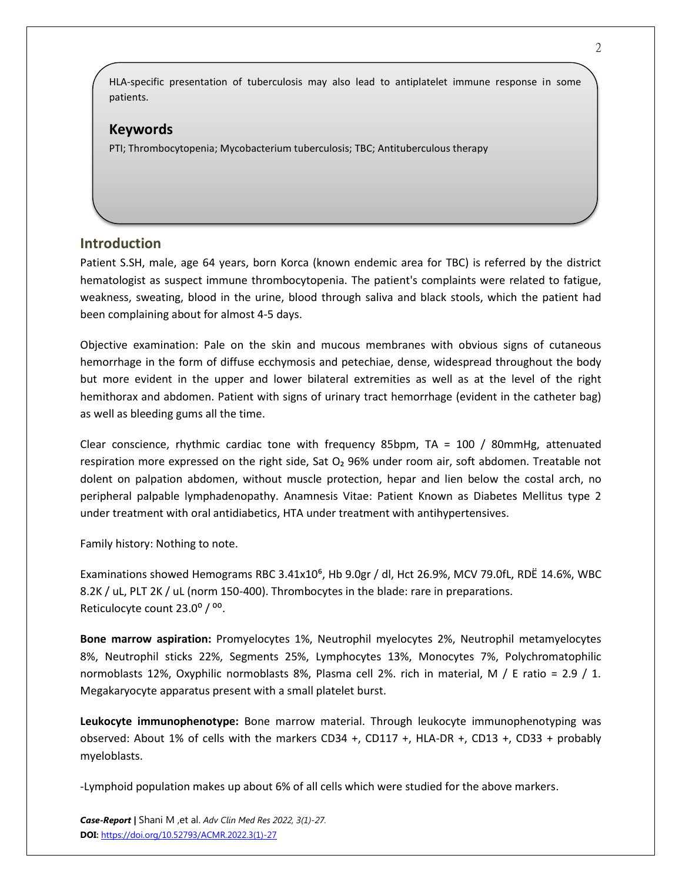HLA-specific presentation of tuberculosis may also lead to antiplatelet immune response in some patients.

## Keywords

PTI; Thrombocytopenia; Mycobacterium tuberculosis; TBC; Antituberculous therapy

## Introduction

Patient S.SH, male, age 64 years, born Korca (known endemic area for TBC) is referred by the district hematologist as suspect immune thrombocytopenia. The patient's complaints were related to fatigue, weakness, sweating, blood in the urine, blood through saliva and black stools, which the patient had been complaining about for almost 4-5 days.

Objective examination: Pale on the skin and mucous membranes with obvious signs of cutaneous hemorrhage in the form of diffuse ecchymosis and petechiae, dense, widespread throughout the body but more evident in the upper and lower bilateral extremities as well as at the level of the right hemithorax and abdomen. Patient with signs of urinary tract hemorrhage (evident in the catheter bag) as well as bleeding gums all the time.

Clear conscience, rhythmic cardiac tone with frequency 85bpm, TA = 100 / 80mmHg, attenuated respiration more expressed on the right side, Sat $O_2$ 96% under room air, soft abdomen. Treatable not dolent on palpation abdomen, without muscle protection, hepar and lien below the costal arch, no peripheral palpable lymphadenopathy. Anamnesis Vitae: Patient Known as Diabetes Mellitus type 2 under treatment with oral antidiabetics, HTA under treatment with antihypertensives.

Family history: Nothing to note.

Examinations showed Hemograms RBC $3.41 \times 10^6$, Hb 9.0gr / dl, Hct 26.9%, MCV 79.0fL, RDË 14.6%, WBC 8.2K / uL, PLT 2K / uL (norm 150-400). Thrombocytes in the blade: rare in preparations.
Reticulocyte count $23.0^{o} / ^{oo}$.

**Bone marrow aspiration:** Promyelocytes 1%, Neutrophil myelocytes 2%, Neutrophil metamyelocytes 8%, Neutrophil sticks 22%, Segments 25%, Lymphocytes 13%, Monocytes 7%, Polychromatophilic normoblasts 12%, Oxyphilic normoblasts 8%, Plasma cell 2%. rich in material, M / E ratio = 2.9 / 1. Megakaryocyte apparatus present with a small platelet burst.

**Leukocyte immunophenotype:** Bone marrow material. Through leukocyte immunophenotyping was observed: About 1% of cells with the markers CD34 +, CD117 +, HLA-DR +, CD13 +, CD33 + probably myeloblasts.

-Lymphoid population makes up about 6% of all cells which were studied for the above markers.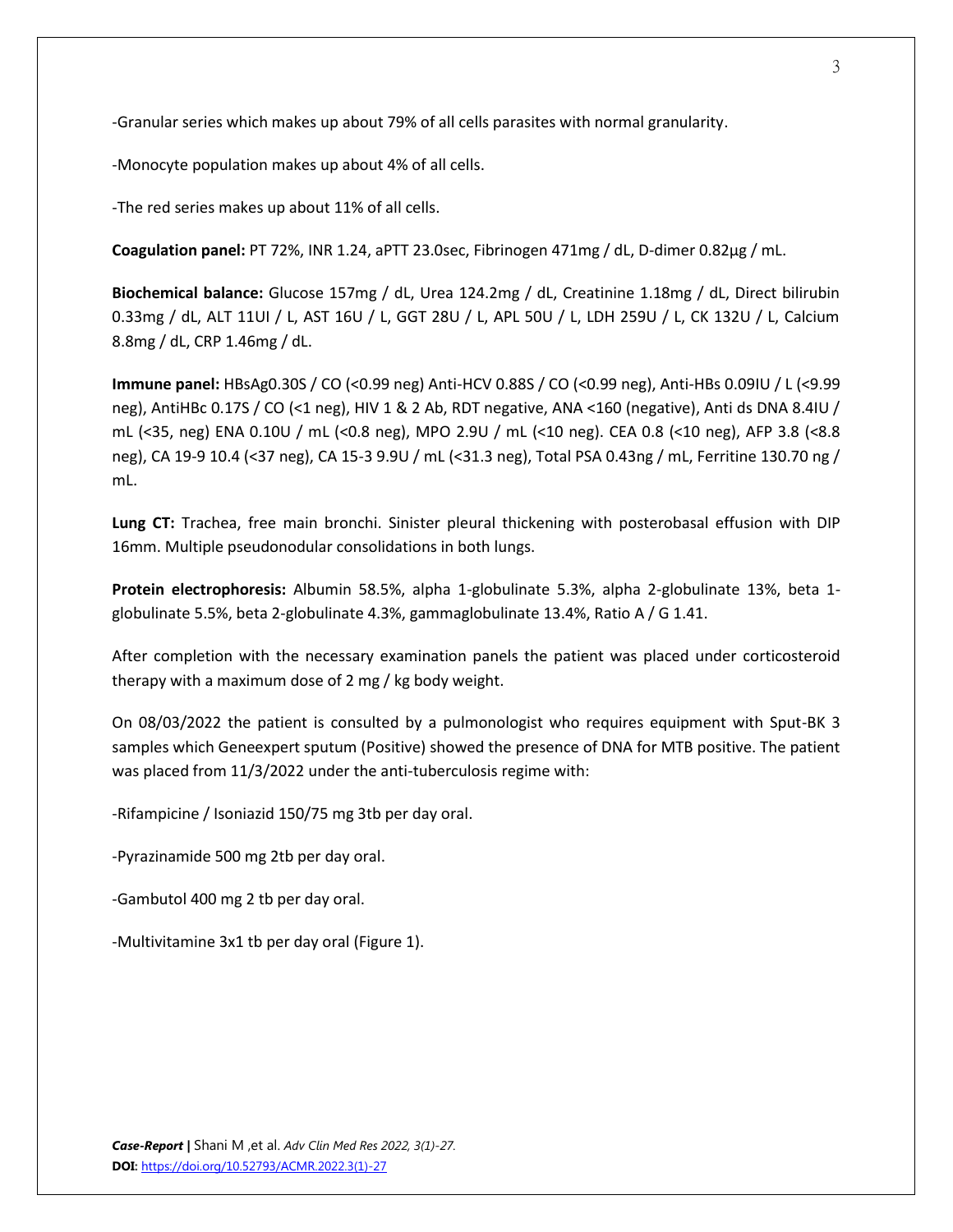-Granular series which makes up about 79% of all cells parasites with normal granularity.

-Monocyte population makes up about 4% of all cells.

-The red series makes up about 11% of all cells.

**Coagulation panel:** PT 72%, INR 1.24, aPTT 23.0sec, Fibrinogen 471mg / dL, D-dimer 0.82μg / mL.

**Biochemical balance:** Glucose 157mg / dL, Urea 124.2mg / dL, Creatinine 1.18mg / dL, Direct bilirubin 0.33mg / dL, ALT 11UI / L, AST 16U / L, GGT 28U / L, APL 50U / L, LDH 259U / L, CK 132U / L, Calcium 8.8mg / dL, CRP 1.46mg / dL.

**Immune panel:** HBsAg0.30S / CO (<0.99 neg) Anti-HCV 0.88S / CO (<0.99 neg), Anti-HBs 0.09IU / L (<9.99 neg), AntiHBc 0.17S / CO (<1 neg), HIV 1 & 2 Ab, RDT negative, ANA <160 (negative), Anti ds DNA 8.4IU / mL (<35, neg) ENA 0.10U / mL (<0.8 neg), MPO 2.9U / mL (<10 neg). CEA 0.8 (<10 neg), AFP 3.8 (<8.8 neg), CA 19-9 10.4 (<37 neg), CA 15-3 9.9U / mL (<31.3 neg), Total PSA 0.43ng / mL, Ferritine 130.70 ng / mL.

**Lung CT:** Trachea, free main bronchi. Sinister pleural thickening with posterobasal effusion with DIP 16mm. Multiple pseudonodular consolidations in both lungs.

**Protein electrophoresis:** Albumin 58.5%, alpha 1-globulinate 5.3%, alpha 2-globulinate 13%, beta 1-globulinate 5.5%, beta 2-globulinate 4.3%, gammaglobulinate 13.4%, Ratio A / G 1.41.

After completion with the necessary examination panels the patient was placed under corticosteroid therapy with a maximum dose of 2 mg / kg body weight.

On 08/03/2022 the patient is consulted by a pulmonologist who requires equipment with Sput-BK 3 samples which Geneexpert sputum (Positive) showed the presence of DNA for MTB positive. The patient was placed from 11/3/2022 under the anti-tuberculosis regime with:

-Rifampicine / Isoniazid 150/75 mg 3tb per day oral.

-Pyrazinamide 500 mg 2tb per day oral.

-Gambutol 400 mg 2 tb per day oral.

-Multivitamine 3x1 tb per day oral (Figure 1).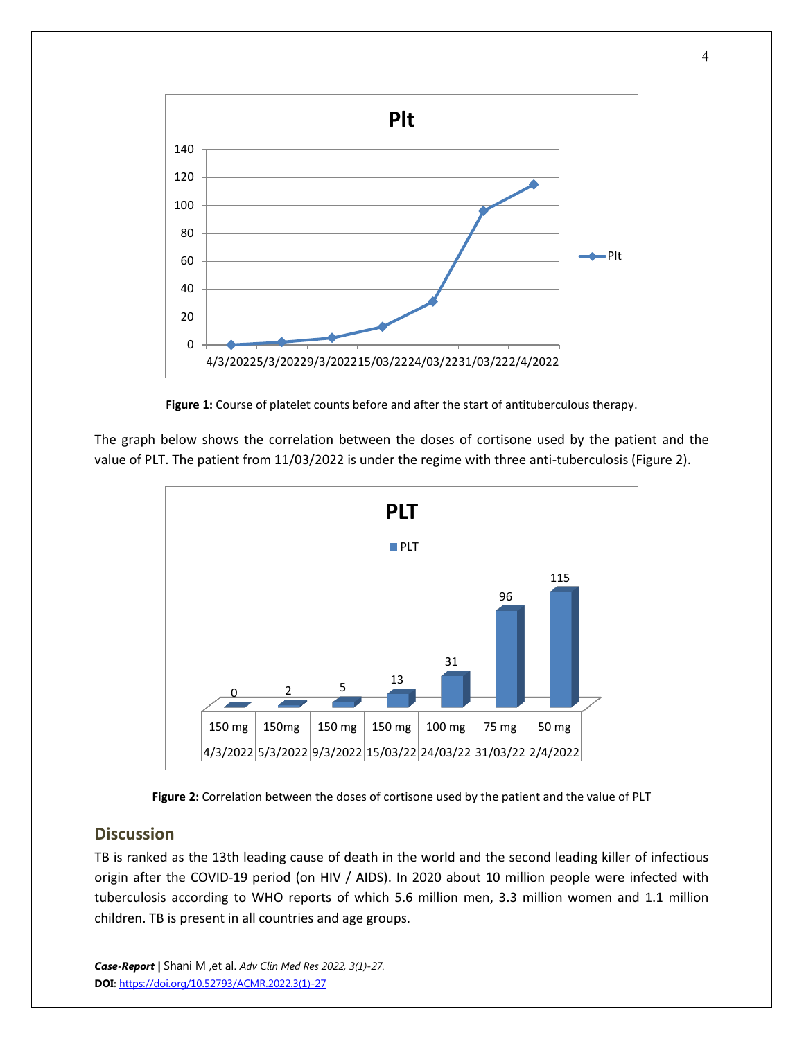Figure 1: Course of platelet counts before and after the start of antituberculous therapy.

The graph below shows the correlation between the doses of cortisone used by the patient and the value of PLT. The patient from 11/03/2022 is under the regime with three anti-tuberculosis (Figure 2).

**Figure 2:** Correlation between the doses of cortisone used by the patient and the value of PLT

## Discussion

TB is ranked as the 13th leading cause of death in the world and the second leading killer of infectious origin after the COVID-19 period (on HIV / AIDS). In 2020 about 10 million people were infected with tuberculosis according to WHO reports of which 5.6 million men, 3.3 million women and 1.1 million children. TB is present in all countries and age groups.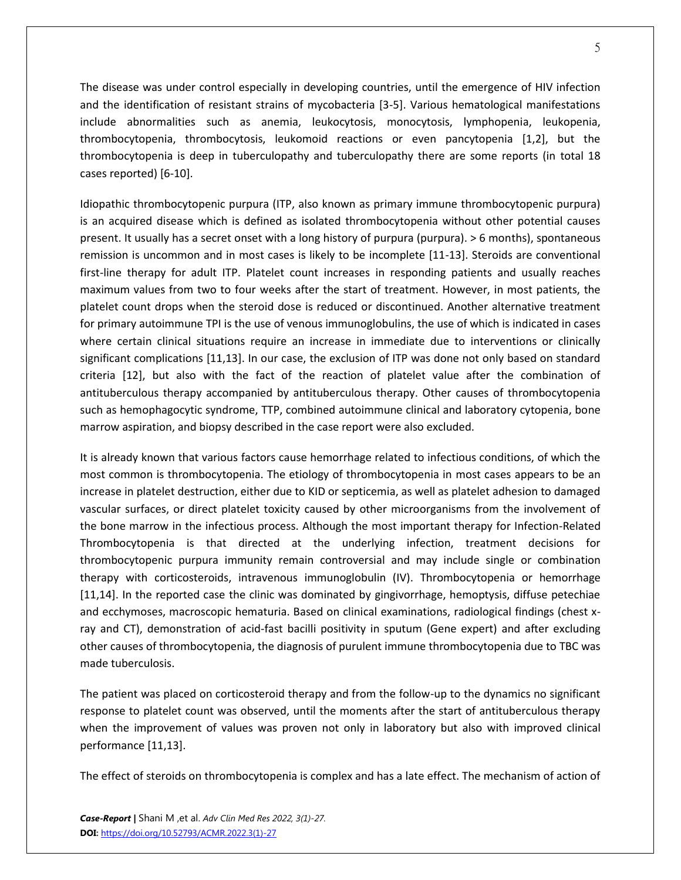The disease was under control especially in developing countries, until the emergence of HIV infection and the identification of resistant strains of mycobacteria [3-5]. Various hematological manifestations include abnormalities such as anemia, leukocytosis, monocytosis, lymphopenia, leukopenia, thrombocytopenia, thrombocytosis, leukomoid reactions or even pancytopenia [1,2], but the thrombocytopenia is deep in tuberculopathy and tuberculopathy there are some reports (in total 18 cases reported) [6-10].

Idiopathic thrombocytopenic purpura (ITP, also known as primary immune thrombocytopenic purpura) is an acquired disease which is defined as isolated thrombocytopenia without other potential causes present. It usually has a secret onset with a long history of purpura (purpura). > 6 months), spontaneous remission is uncommon and in most cases is likely to be incomplete [11-13]. Steroids are conventional first-line therapy for adult ITP. Platelet count increases in responding patients and usually reaches maximum values from two to four weeks after the start of treatment. However, in most patients, the platelet count drops when the steroid dose is reduced or discontinued. Another alternative treatment for primary autoimmune TPI is the use of venous immunoglobulins, the use of which is indicated in cases where certain clinical situations require an increase in immediate due to interventions or clinically significant complications [11,13]. In our case, the exclusion of ITP was done not only based on standard criteria [12], but also with the fact of the reaction of platelet value after the combination of antituberculous therapy accompanied by antituberculous therapy. Other causes of thrombocytopenia such as hemophagocytic syndrome, TTP, combined autoimmune clinical and laboratory cytopenia, bone marrow aspiration, and biopsy described in the case report were also excluded.

It is already known that various factors cause hemorrhage related to infectious conditions, of which the most common is thrombocytopenia. The etiology of thrombocytopenia in most cases appears to be an increase in platelet destruction, either due to KID or septicemia, as well as platelet adhesion to damaged vascular surfaces, or direct platelet toxicity caused by other microorganisms from the involvement of the bone marrow in the infectious process. Although the most important therapy for Infection-Related Thrombocytopenia is that directed at the underlying infection, treatment decisions for thrombocytopenic purpura immunity remain controversial and may include single or combination therapy with corticosteroids, intravenous immunoglobulin (IV). Thrombocytopenia or hemorrhage [11,14]. In the reported case the clinic was dominated by gingivorrhage, hemoptysis, diffuse petechiae and ecchymoses, macroscopic hematuria. Based on clinical examinations, radiological findings (chest x-ray and CT), demonstration of acid-fast bacilli positivity in sputum (Gene expert) and after excluding other causes of thrombocytopenia, the diagnosis of purulent immune thrombocytopenia due to TBC was made tuberculosis.

The patient was placed on corticosteroid therapy and from the follow-up to the dynamics no significant response to platelet count was observed, until the moments after the start of antituberculous therapy when the improvement of values was proven not only in laboratory but also with improved clinical performance [11,13].

The effect of steroids on thrombocytopenia is complex and has a late effect. The mechanism of action of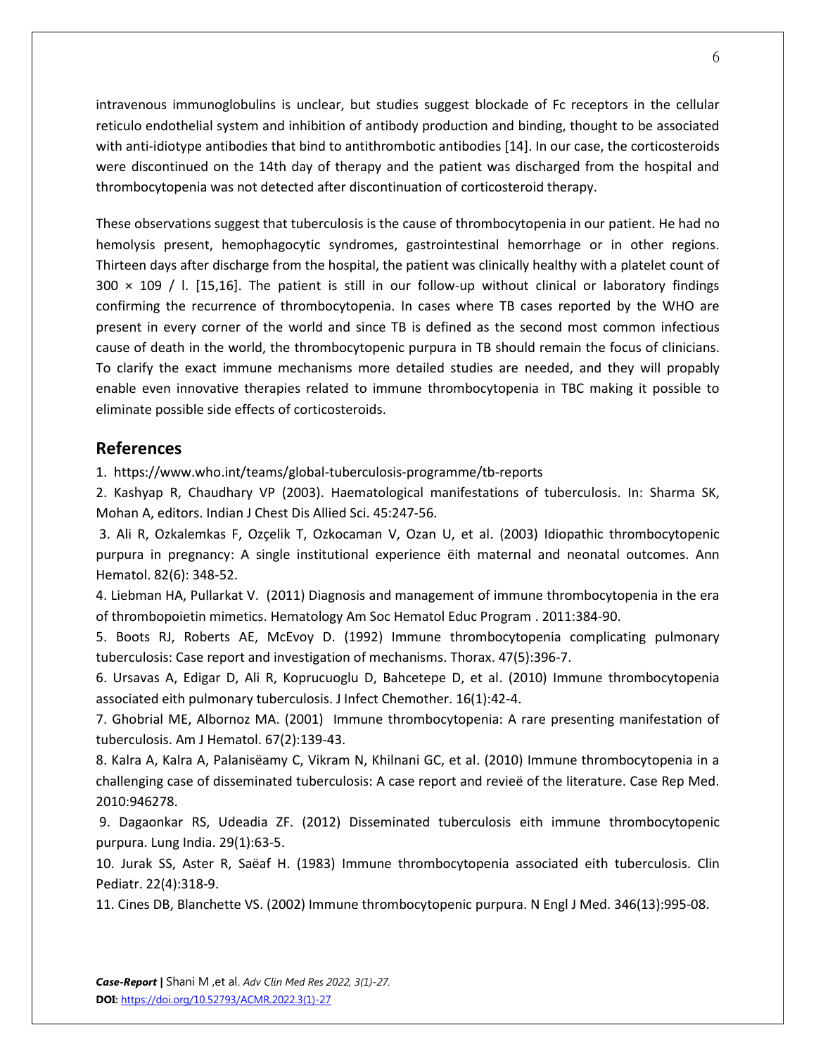intravenous immunoglobulins is unclear, but studies suggest blockade of Fc receptors in the cellular reticulo endothelial system and inhibition of antibody production and binding, thought to be associated with anti-idiotype antibodies that bind to antithrombotic antibodies [14]. In our case, the corticosteroids were discontinued on the 14th day of therapy and the patient was discharged from the hospital and thrombocytopenia was not detected after discontinuation of corticosteroid therapy.

These observations suggest that tuberculosis is the cause of thrombocytopenia in our patient. He had no hemolysis present, hemophagocytic syndromes, gastrointestinal hemorrhage or in other regions. Thirteen days after discharge from the hospital, the patient was clinically healthy with a platelet count of $300 \times 109$ / l. [15,16]. The patient is still in our follow-up without clinical or laboratory findings confirming the recurrence of thrombocytopenia. In cases where TB cases reported by the WHO are present in every corner of the world and since TB is defined as the second most common infectious cause of death in the world, the thrombocytopenic purpura in TB should remain the focus of clinicians. To clarify the exact immune mechanisms more detailed studies are needed, and they will propably enable even innovative therapies related to immune thrombocytopenia in TBC making it possible to eliminate possible side effects of corticosteroids.

## References

1. https://www.who.int/teams/global-tuberculosis-programme/tb-reports
2. Kashyap R, Chaudhary VP (2003). Haematological manifestations of tuberculosis. In: Sharma SK, Mohan A, editors. Indian J Chest Dis Allied Sci. 45:247-56.
3. Ali R, Ozkalemkas F, Ozçelik T, Ozkocaman V, Ozan U, et al. (2003) Idiopathic thrombocytopenic purpura in pregnancy: A single institutional experience ëith maternal and neonatal outcomes. Ann Hematol. 82(6): 348-52.
4. Liebman HA, Pullarkat V. (2011) Diagnosis and management of immune thrombocytopenia in the era of thrombopoietin mimetics. Hematology Am Soc Hematol Educ Program . 2011:384-90.
5. Boots RJ, Roberts AE, McEvoy D. (1992) Immune thrombocytopenia complicating pulmonary tuberculosis: Case report and investigation of mechanisms. Thorax. 47(5):396-7.
6. Ursavas A, Edigar D, Ali R, Koprucuoglu D, Bahcetepe D, et al. (2010) Immune thrombocytopenia associated eith pulmonary tuberculosis. J Infect Chemother. 16(1):42-4.
7. Ghobrial ME, Albornoz MA. (2001) Immune thrombocytopenia: A rare presenting manifestation of tuberculosis. Am J Hematol. 67(2):139-43.
8. Kalra A, Kalra A, Palanisëamy C, Vikram N, Khilnani GC, et al. (2010) Immune thrombocytopenia in a challenging case of disseminated tuberculosis: A case report and revieë of the literature. Case Rep Med. 2010:946278.
9. Dagaonkar RS, Udeadia ZF. (2012) Disseminated tuberculosis eith immune thrombocytopenic purpura. Lung India. 29(1):63-5.
10. Jurak SS, Aster R, Saëaf H. (1983) Immune thrombocytopenia associated eith tuberculosis. Clin Pediatr. 22(4):318-9.
11. Cines DB, Blanchette VS. (2002) Immune thrombocytopenic purpura. N Engl J Med. 346(13):995-08.